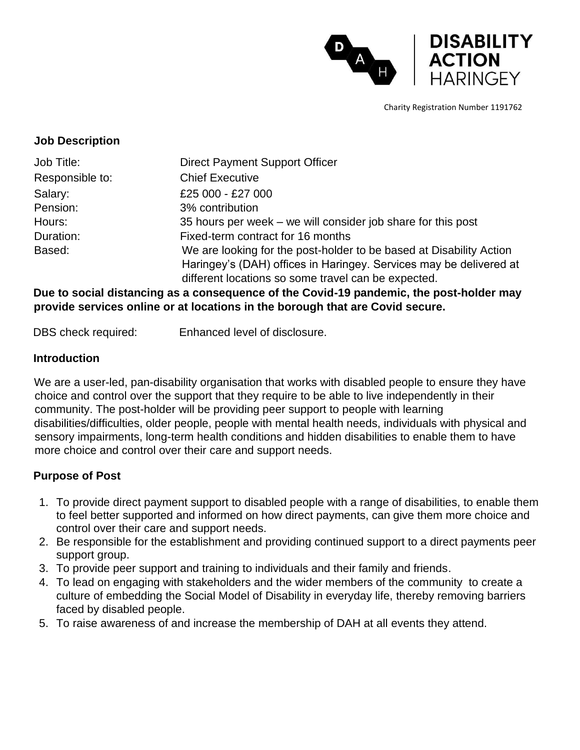DISABILITY ACTION HARINGEY

Charity Registration Number 1191762

## Job Description

| | |
|---|---|
| Job Title: | Direct Payment Support Officer |
| Responsible to: | Chief Executive |
| Salary: | £25 000 - £27 000 |
| Pension: | 3% contribution |
| Hours: | 35 hours per week – we will consider job share for this post |
| Duration: | Fixed-term contract for 16 months |
| Based: | We are looking for the post-holder to be based at Disability Action Haringey's (DAH) offices in Haringey. Services may be delivered at different locations so some travel can be expected. |

**Due to social distancing as a consequence of the Covid-19 pandemic, the post-holder may provide services online or at locations in the borough that are Covid secure.**

DBS check required: Enhanced level of disclosure.

## Introduction

We are a user-led, pan-disability organisation that works with disabled people to ensure they have choice and control over the support that they require to be able to live independently in their community. The post-holder will be providing peer support to people with learning disabilities/difficulties, older people, people with mental health needs, individuals with physical and sensory impairments, long-term health conditions and hidden disabilities to enable them to have more choice and control over their care and support needs.

## Purpose of Post

1. To provide direct payment support to disabled people with a range of disabilities, to enable them to feel better supported and informed on how direct payments, can give them more choice and control over their care and support needs.
2. Be responsible for the establishment and providing continued support to a direct payments peer support group.
3. To provide peer support and training to individuals and their family and friends.
4. To lead on engaging with stakeholders and the wider members of the community to create a culture of embedding the Social Model of Disability in everyday life, thereby removing barriers faced by disabled people.
5. To raise awareness of and increase the membership of DAH at all events they attend.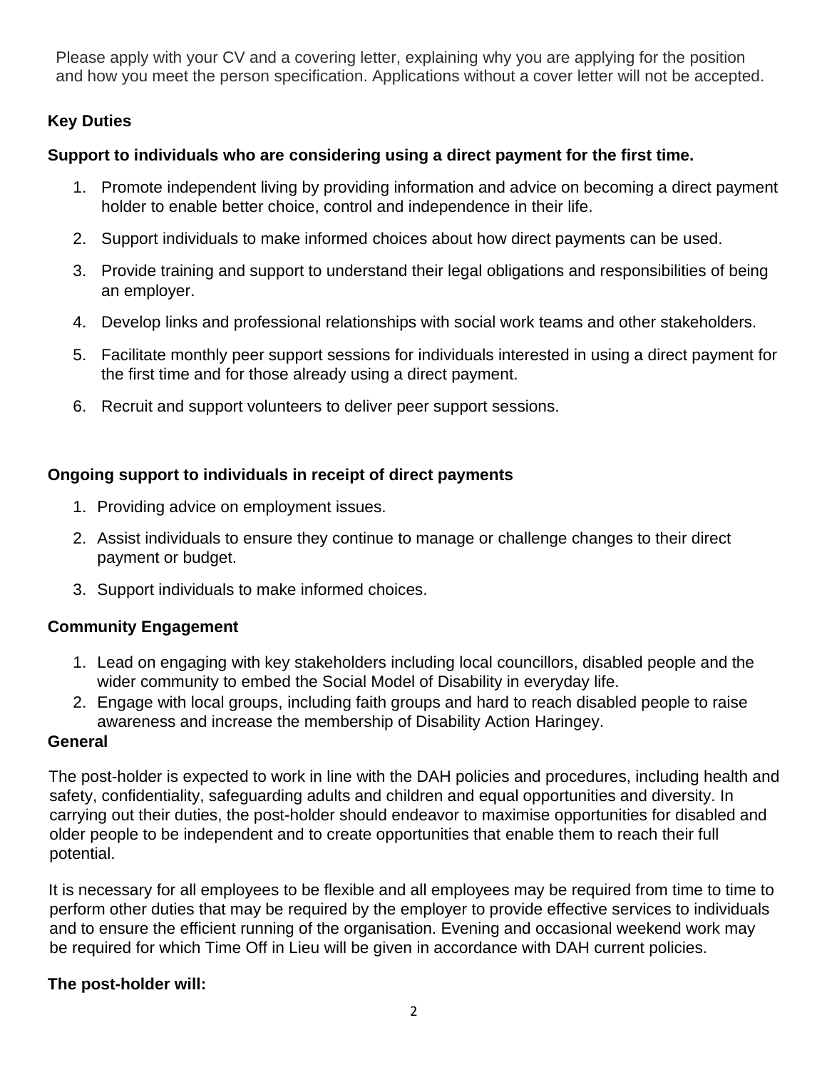Please apply with your CV and a covering letter, explaining why you are applying for the position and how you meet the person specification. Applications without a cover letter will not be accepted.

**Key Duties**

**Support to individuals who are considering using a direct payment for the first time.**

1. Promote independent living by providing information and advice on becoming a direct payment holder to enable better choice, control and independence in their life.
2. Support individuals to make informed choices about how direct payments can be used.
3. Provide training and support to understand their legal obligations and responsibilities of being an employer.
4. Develop links and professional relationships with social work teams and other stakeholders.
5. Facilitate monthly peer support sessions for individuals interested in using a direct payment for the first time and for those already using a direct payment.
6. Recruit and support volunteers to deliver peer support sessions.

**Ongoing support to individuals in receipt of direct payments**

1. Providing advice on employment issues.
2. Assist individuals to ensure they continue to manage or challenge changes to their direct payment or budget.
3. Support individuals to make informed choices.

**Community Engagement**

1. Lead on engaging with key stakeholders including local councillors, disabled people and the wider community to embed the Social Model of Disability in everyday life.
2. Engage with local groups, including faith groups and hard to reach disabled people to raise awareness and increase the membership of Disability Action Haringey.

**General**

The post-holder is expected to work in line with the DAH policies and procedures, including health and safety, confidentiality, safeguarding adults and children and equal opportunities and diversity. In carrying out their duties, the post-holder should endeavor to maximise opportunities for disabled and older people to be independent and to create opportunities that enable them to reach their full potential.

It is necessary for all employees to be flexible and all employees may be required from time to time to perform other duties that may be required by the employer to provide effective services to individuals and to ensure the efficient running of the organisation. Evening and occasional weekend work may be required for which Time Off in Lieu will be given in accordance with DAH current policies.

**The post-holder will:**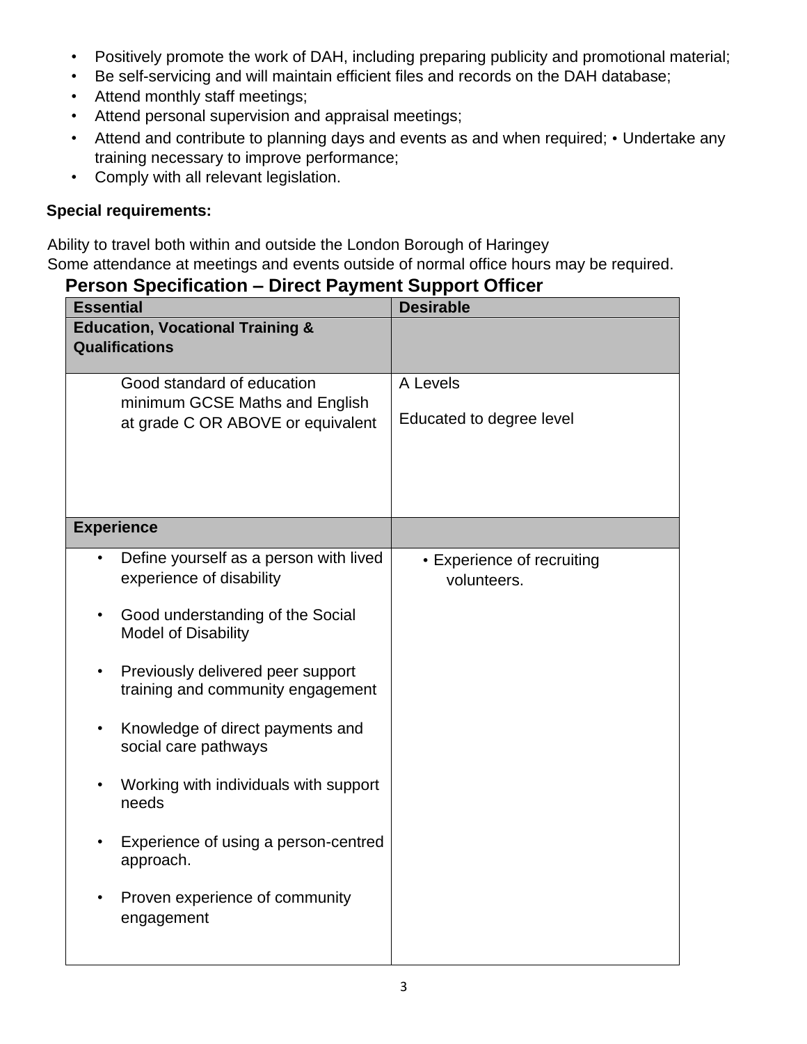- Positively promote the work of DAH, including preparing publicity and promotional material;
- Be self-servicing and will maintain efficient files and records on the DAH database;
- Attend monthly staff meetings;
- Attend personal supervision and appraisal meetings;
- Attend and contribute to planning days and events as and when required; • Undertake any training necessary to improve performance;
- Comply with all relevant legislation.

**Special requirements:**

Ability to travel both within and outside the London Borough of Haringey
Some attendance at meetings and events outside of normal office hours may be required.

## Person Specification – Direct Payment Support Officer

| Essential | Desirable |
|---|---|
| **Education, Vocational Training & Qualifications** | |
| Good standard of education minimum GCSE Maths and English at grade C OR ABOVE or equivalent | A Levels<br><br>Educated to degree level |
| **Experience** | |
| • Define yourself as a person with lived experience of disability<br><br>• Good understanding of the Social Model of Disability<br><br>• Previously delivered peer support training and community engagement<br><br>• Knowledge of direct payments and social care pathways<br><br>• Working with individuals with support needs<br><br>• Experience of using a person-centred approach.<br><br>• Proven experience of community engagement | • Experience of recruiting volunteers. |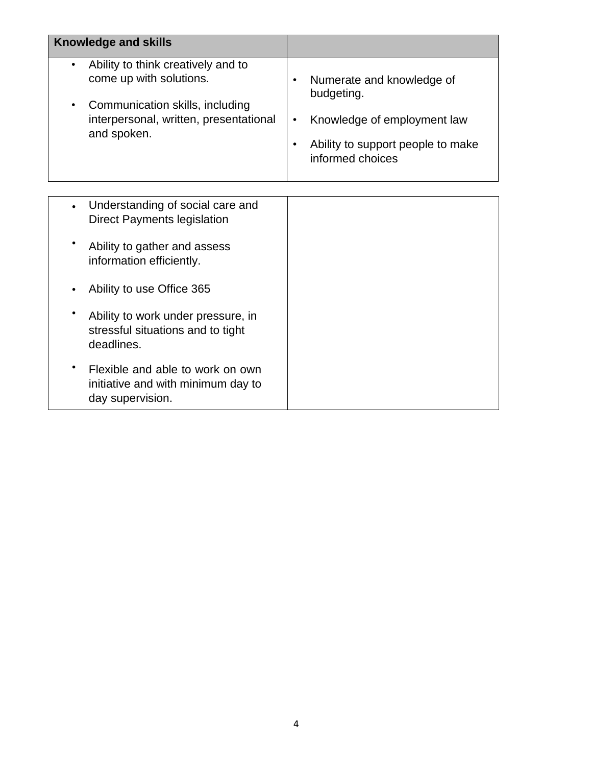| Knowledge and skills | |
|---|---|
| • Ability to think creatively and to come up with solutions.<br><br>• Communication skills, including interpersonal, written, presentational and spoken. | • Numerate and knowledge of budgeting.<br><br>• Knowledge of employment law<br><br>• Ability to support people to make informed choices |
| • Understanding of social care and Direct Payments legislation<br><br>• Ability to gather and assess information efficiently.<br><br>• Ability to use Office 365<br><br>• Ability to work under pressure, in stressful situations and to tight deadlines.<br><br>• Flexible and able to work on own initiative and with minimum day to day supervision. | |